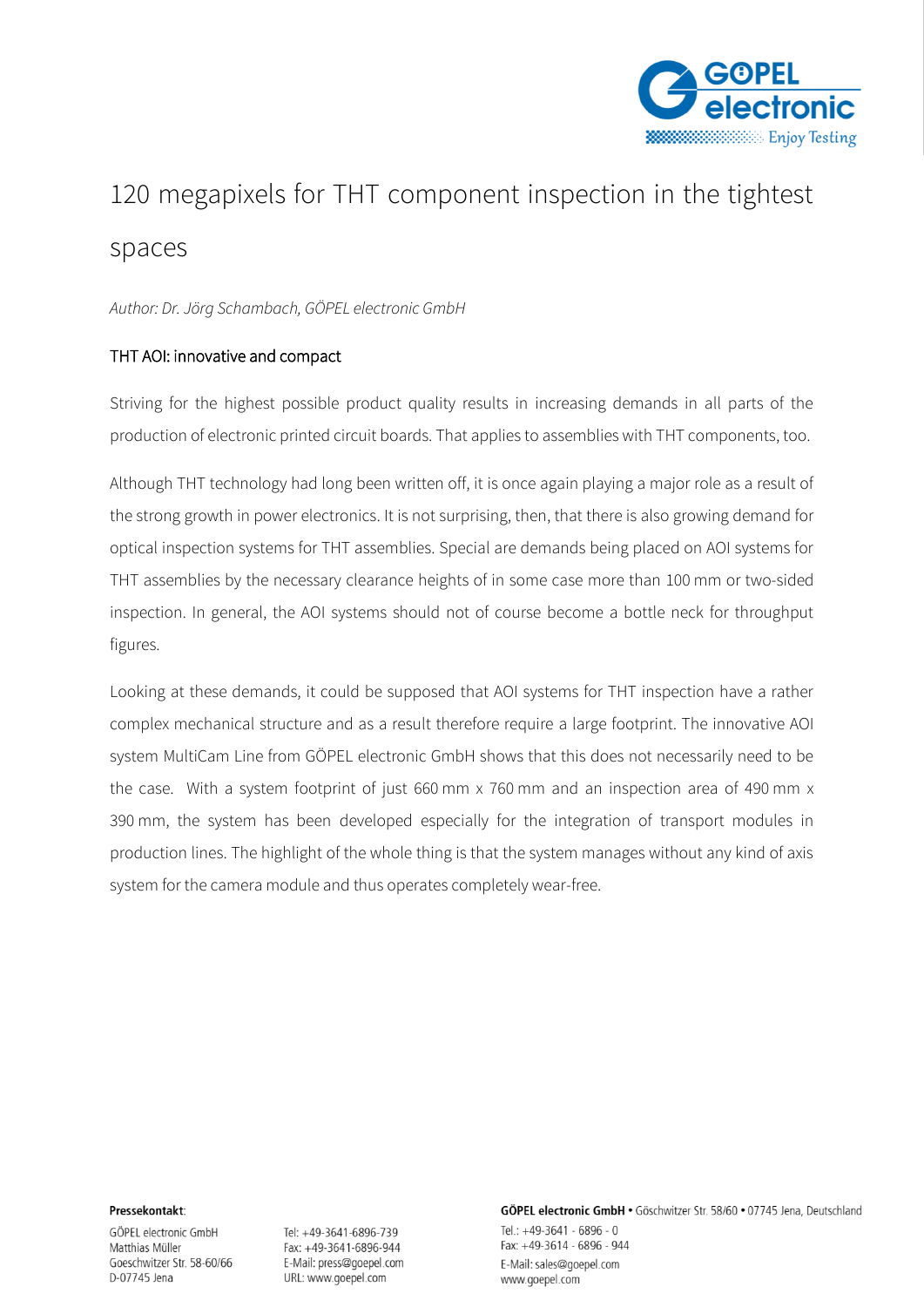# 120 megapixels for THT component inspection in the tightest spaces

*Author: Dr. Jörg Schambach, GÖPEL electronic GmbH*

## THT AOI: innovative and compact

Striving for the highest possible product quality results in increasing demands in all parts of the production of electronic printed circuit boards. That applies to assemblies with THT components, too.

Although THT technology had long been written off, it is once again playing a major role as a result of the strong growth in power electronics. It is not surprising, then, that there is also growing demand for optical inspection systems for THT assemblies. Special are demands being placed on AOI systems for THT assemblies by the necessary clearance heights of in some case more than 100 mm or two-sided inspection. In general, the AOI systems should not of course become a bottle neck for throughput figures.

Looking at these demands, it could be supposed that AOI systems for THT inspection have a rather complex mechanical structure and as a result therefore require a large footprint. The innovative AOI system MultiCam Line from GÖPEL electronic GmbH shows that this does not necessarily need to be the case. With a system footprint of just 660 mm x 760 mm and an inspection area of 490 mm x 390 mm, the system has been developed especially for the integration of transport modules in production lines. The highlight of the whole thing is that the system manages without any kind of axis system for the camera module and thus operates completely wear-free.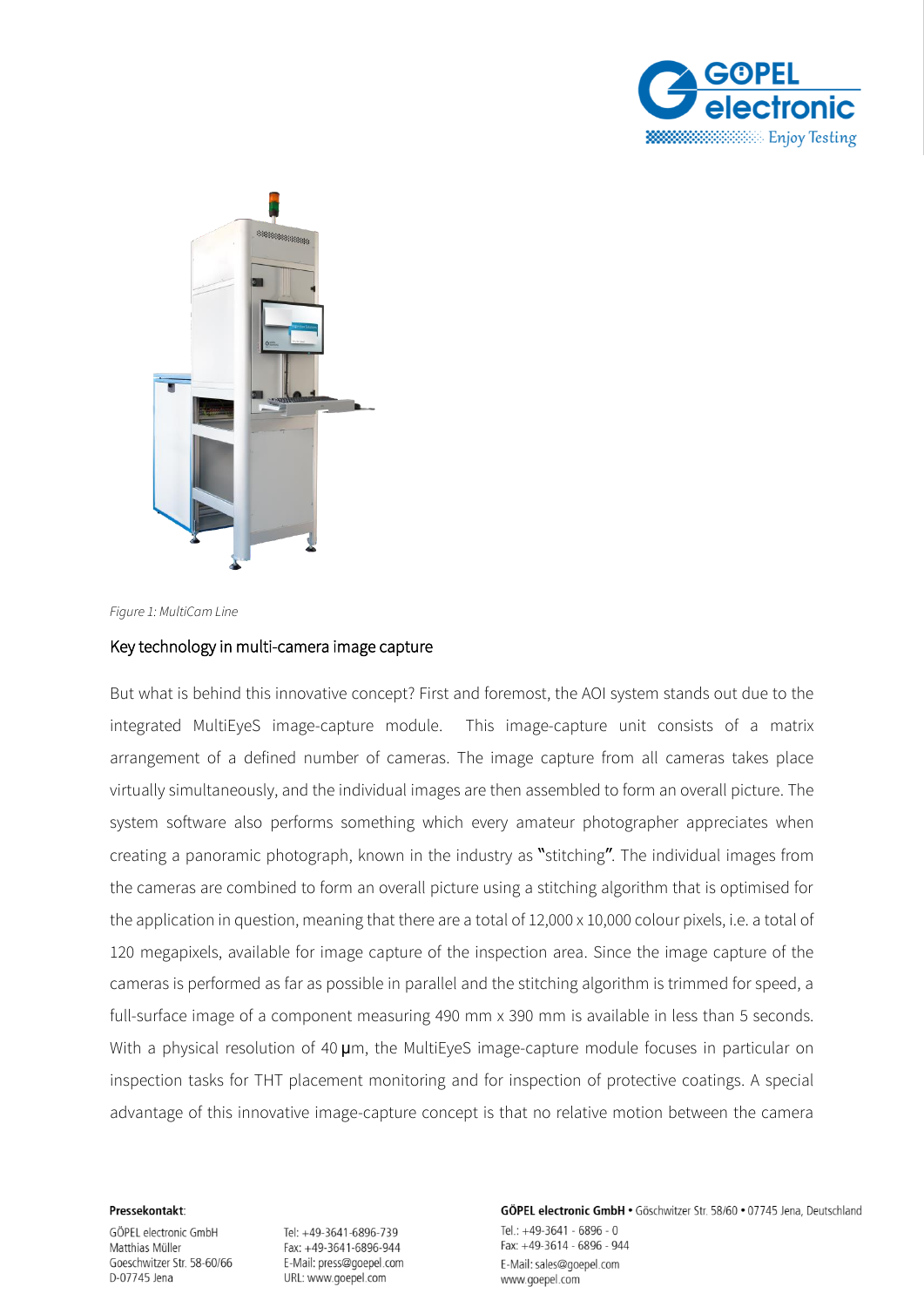*Figure 1: MultiCam Line*

## Key technology in multi-camera image capture

But what is behind this innovative concept? First and foremost, the AOI system stands out due to the integrated MultiEyeS image-capture module. This image-capture unit consists of a matrix arrangement of a defined number of cameras. The image capture from all cameras takes place virtually simultaneously, and the individual images are then assembled to form an overall picture. The system software also performs something which every amateur photographer appreciates when creating a panoramic photograph, known in the industry as "stitching". The individual images from the cameras are combined to form an overall picture using a stitching algorithm that is optimised for the application in question, meaning that there are a total of 12,000 x 10,000 colour pixels, i.e. a total of 120 megapixels, available for image capture of the inspection area. Since the image capture of the cameras is performed as far as possible in parallel and the stitching algorithm is trimmed for speed, a full-surface image of a component measuring 490 mm x 390 mm is available in less than 5 seconds. With a physical resolution of 40 µm, the MultiEyeS image-capture module focuses in particular on inspection tasks for THT placement monitoring and for inspection of protective coatings. A special advantage of this innovative image-capture concept is that no relative motion between the camera

**Pressekontakt**:

GÖPEL electronic GmbH
Matthias Müller
Goeschwitzer Str. 58-60/66
D-07745 Jena

Tel: +49-3641-6896-739
Fax: +49-3641-6896-944
E-Mail: press@goepel.com
URL: www.goepel.com

**GÖPEL electronic GmbH** • Göschwitzer Str. 58/60 • 07745 Jena, Deutschland
Tel.: +49-3641 - 6896 - 0
Fax: +49-3614 - 6896 - 944
E-Mail: sales@goepel.com
www.goepel.com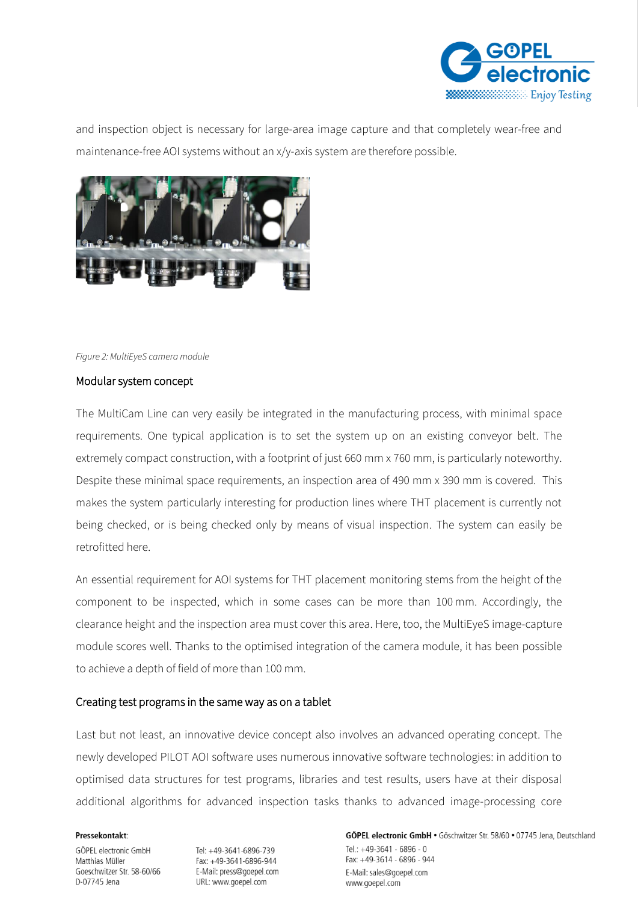and inspection object is necessary for large-area image capture and that completely wear-free and maintenance-free AOI systems without an x/y-axis system are therefore possible.

*Figure 2: MultiEyeS camera module*

## Modular system concept

The MultiCam Line can very easily be integrated in the manufacturing process, with minimal space requirements. One typical application is to set the system up on an existing conveyor belt. The extremely compact construction, with a footprint of just 660 mm x 760 mm, is particularly noteworthy. Despite these minimal space requirements, an inspection area of 490 mm x 390 mm is covered. This makes the system particularly interesting for production lines where THT placement is currently not being checked, or is being checked only by means of visual inspection. The system can easily be retrofitted here.

An essential requirement for AOI systems for THT placement monitoring stems from the height of the component to be inspected, which in some cases can be more than 100 mm. Accordingly, the clearance height and the inspection area must cover this area. Here, too, the MultiEyeS image-capture module scores well. Thanks to the optimised integration of the camera module, it has been possible to achieve a depth of field of more than 100 mm.

## Creating test programs in the same way as on a tablet

Last but not least, an innovative device concept also involves an advanced operating concept. The newly developed PILOT AOI software uses numerous innovative software technologies: in addition to optimised data structures for test programs, libraries and test results, users have at their disposal additional algorithms for advanced inspection tasks thanks to advanced image-processing core

**Pressekontakt**:

GÖPEL electronic GmbH
Matthias Müller
Goeschwitzer Str. 58-60/66
D-07745 Jena

Tel: +49-3641-6896-739
Fax: +49-3641-6896-944
E-Mail: press@goepel.com
URL: www.goepel.com

**GÖPEL electronic GmbH** • Göschwitzer Str. 58/60 • 07745 Jena, Deutschland
Tel.: +49-3641 - 6896 - 0
Fax: +49-3614 - 6896 - 944
E-Mail: sales@goepel.com
www.goepel.com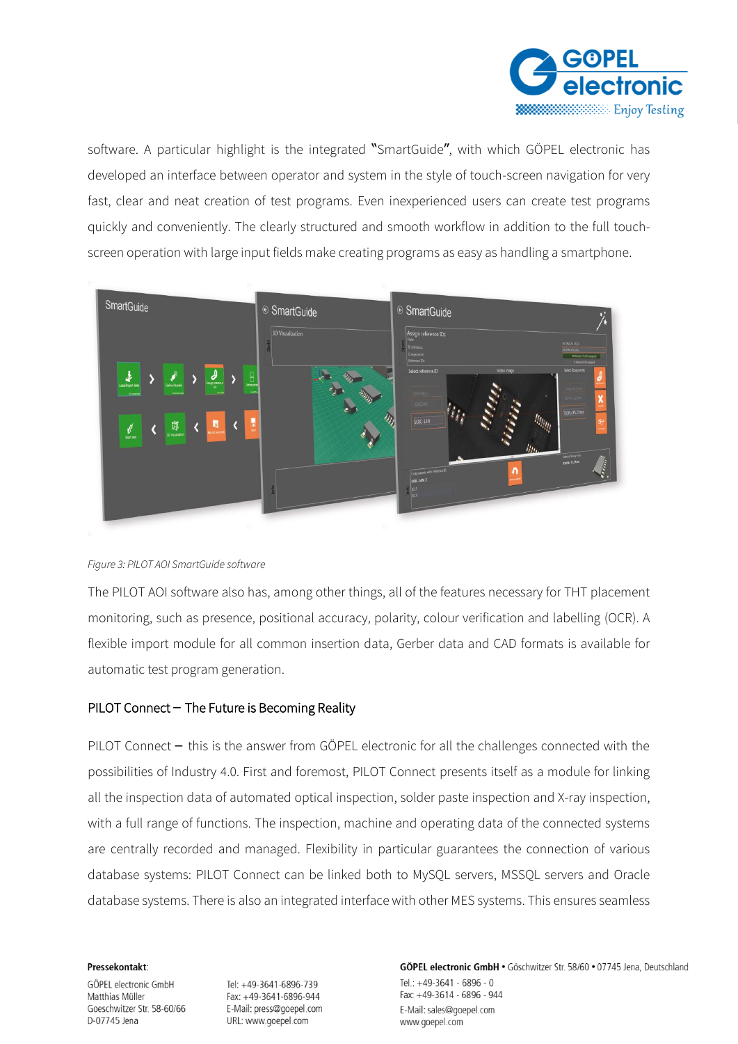software. A particular highlight is the integrated "SmartGuide", with which GÖPEL electronic has developed an interface between operator and system in the style of touch-screen navigation for very fast, clear and neat creation of test programs. Even inexperienced users can create test programs quickly and conveniently. The clearly structured and smooth workflow in addition to the full touch-screen operation with large input fields make creating programs as easy as handling a smartphone.

*Figure 3: PILOT AOI SmartGuide software*

The PILOT AOI software also has, among other things, all of the features necessary for THT placement monitoring, such as presence, positional accuracy, polarity, colour verification and labelling (OCR). A flexible import module for all common insertion data, Gerber data and CAD formats is available for automatic test program generation.

## PILOT Connect – The Future is Becoming Reality

PILOT Connect – this is the answer from GÖPEL electronic for all the challenges connected with the possibilities of Industry 4.0. First and foremost, PILOT Connect presents itself as a module for linking all the inspection data of automated optical inspection, solder paste inspection and X-ray inspection, with a full range of functions. The inspection, machine and operating data of the connected systems are centrally recorded and managed. Flexibility in particular guarantees the connection of various database systems: PILOT Connect can be linked both to MySQL servers, MSSQL servers and Oracle database systems. There is also an integrated interface with other MES systems. This ensures seamless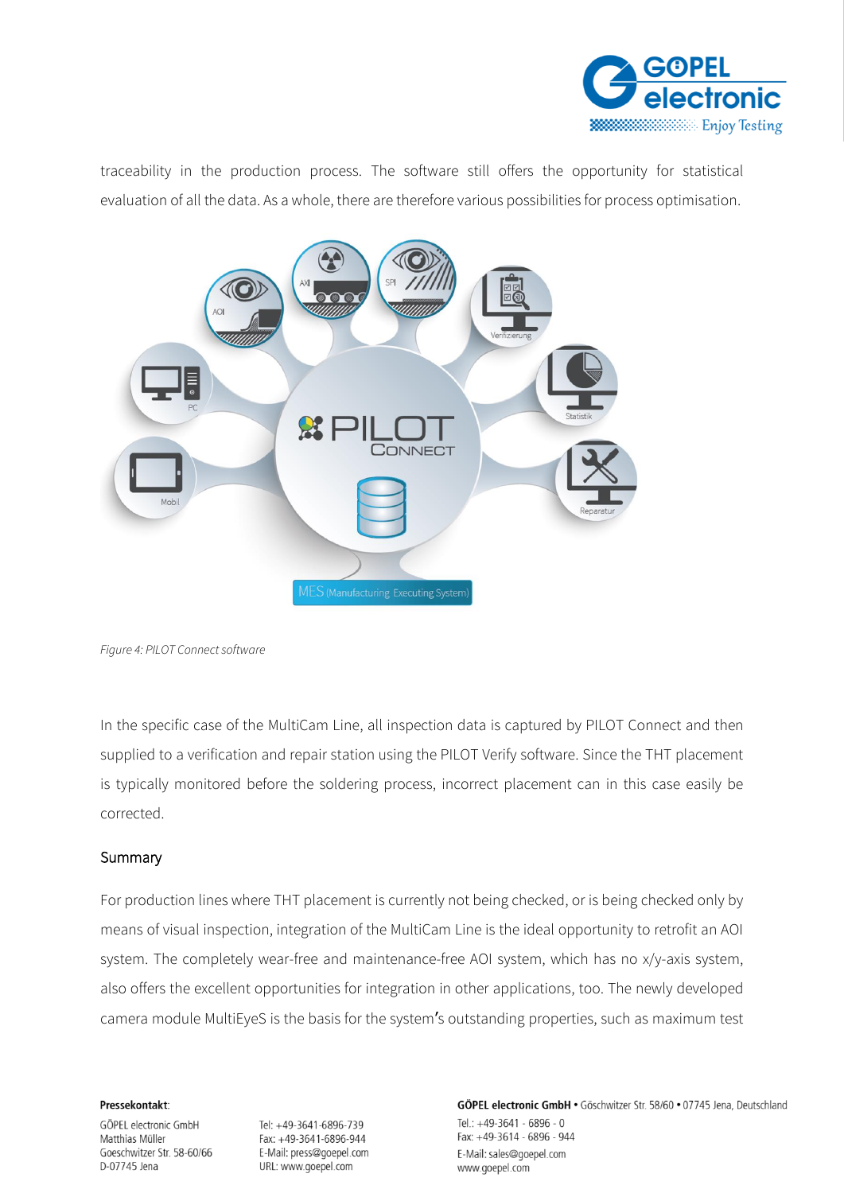traceability in the production process. The software still offers the opportunity for statistical evaluation of all the data. As a whole, there are therefore various possibilities for process optimisation.

*Figure 4: PILOT Connect software*

In the specific case of the MultiCam Line, all inspection data is captured by PILOT Connect and then supplied to a verification and repair station using the PILOT Verify software. Since the THT placement is typically monitored before the soldering process, incorrect placement can in this case easily be corrected.

## Summary

For production lines where THT placement is currently not being checked, or is being checked only by means of visual inspection, integration of the MultiCam Line is the ideal opportunity to retrofit an AOI system. The completely wear-free and maintenance-free AOI system, which has no x/y-axis system, also offers the excellent opportunities for integration in other applications, too. The newly developed camera module MultiEyeS is the basis for the system's outstanding properties, such as maximum test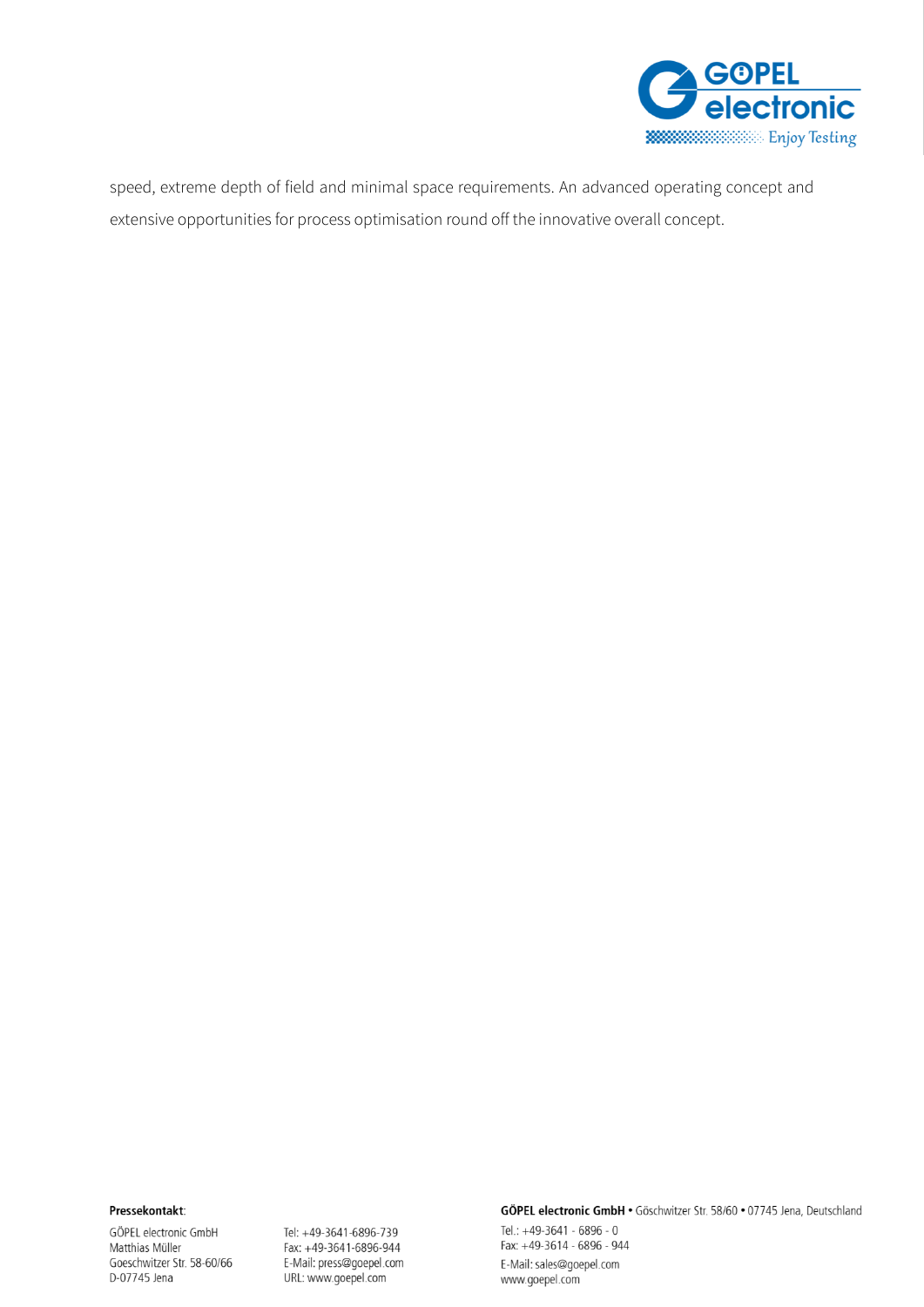speed, extreme depth of field and minimal space requirements. An advanced operating concept and extensive opportunities for process optimisation round off the innovative overall concept.